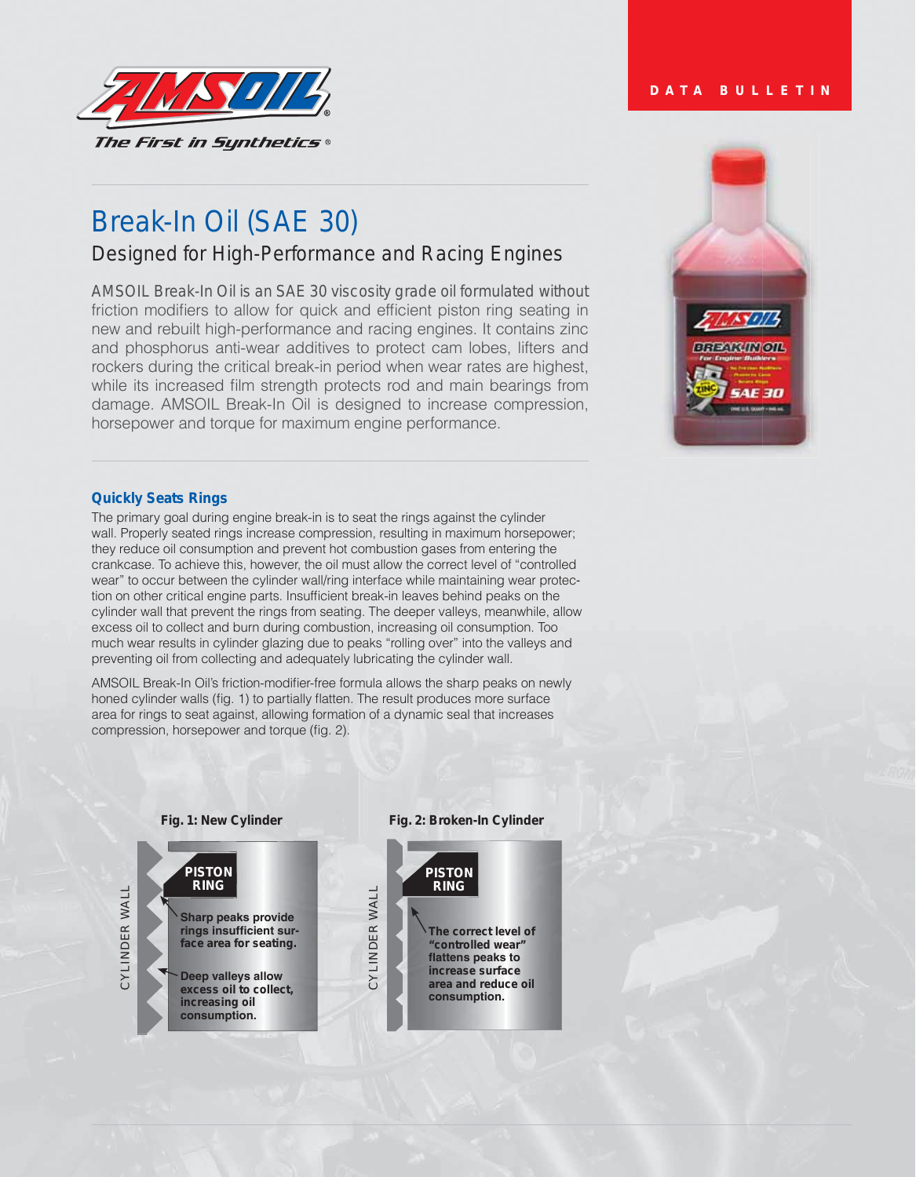DATA BULLETIN

# Break-In Oil (SAE 30)

## Designed for High-Performance and Racing Engines

AMSOIL Break-In Oil is an SAE 30 viscosity grade oil formulated without friction modifiers to allow for quick and efficient piston ring seating in new and rebuilt high-performance and racing engines. It contains zinc and phosphorus anti-wear additives to protect cam lobes, lifters and rockers during the critical break-in period when wear rates are highest, while its increased film strength protects rod and main bearings from damage. AMSOIL Break-In Oil is designed to increase compression, horsepower and torque for maximum engine performance.

### Quickly Seats Rings

The primary goal during engine break-in is to seat the rings against the cylinder wall. Properly seated rings increase compression, resulting in maximum horsepower; they reduce oil consumption and prevent hot combustion gases from entering the crankcase. To achieve this, however, the oil must allow the correct level of "controlled wear" to occur between the cylinder wall/ring interface while maintaining wear protection on other critical engine parts. Insufficient break-in leaves behind peaks on the cylinder wall that prevent the rings from seating. The deeper valleys, meanwhile, allow excess oil to collect and burn during combustion, increasing oil consumption. Too much wear results in cylinder glazing due to peaks "rolling over" into the valleys and preventing oil from collecting and adequately lubricating the cylinder wall.

AMSOIL Break-In Oil's friction-modifier-free formula allows the sharp peaks on newly honed cylinder walls (fig. 1) to partially flatten. The result produces more surface area for rings to seat against, allowing formation of a dynamic seal that increases compression, horsepower and torque (fig. 2).

**Fig. 1: New Cylinder**

CYLINDER WALL — PISTON RING

- Sharp peaks provide rings insufficient surface area for seating.
- Deep valleys allow excess oil to collect, increasing oil consumption.

**Fig. 2: Broken-In Cylinder**

CYLINDER WALL — PISTON RING

- The correct level of "controlled wear" flattens peaks to increase surface area and reduce oil consumption.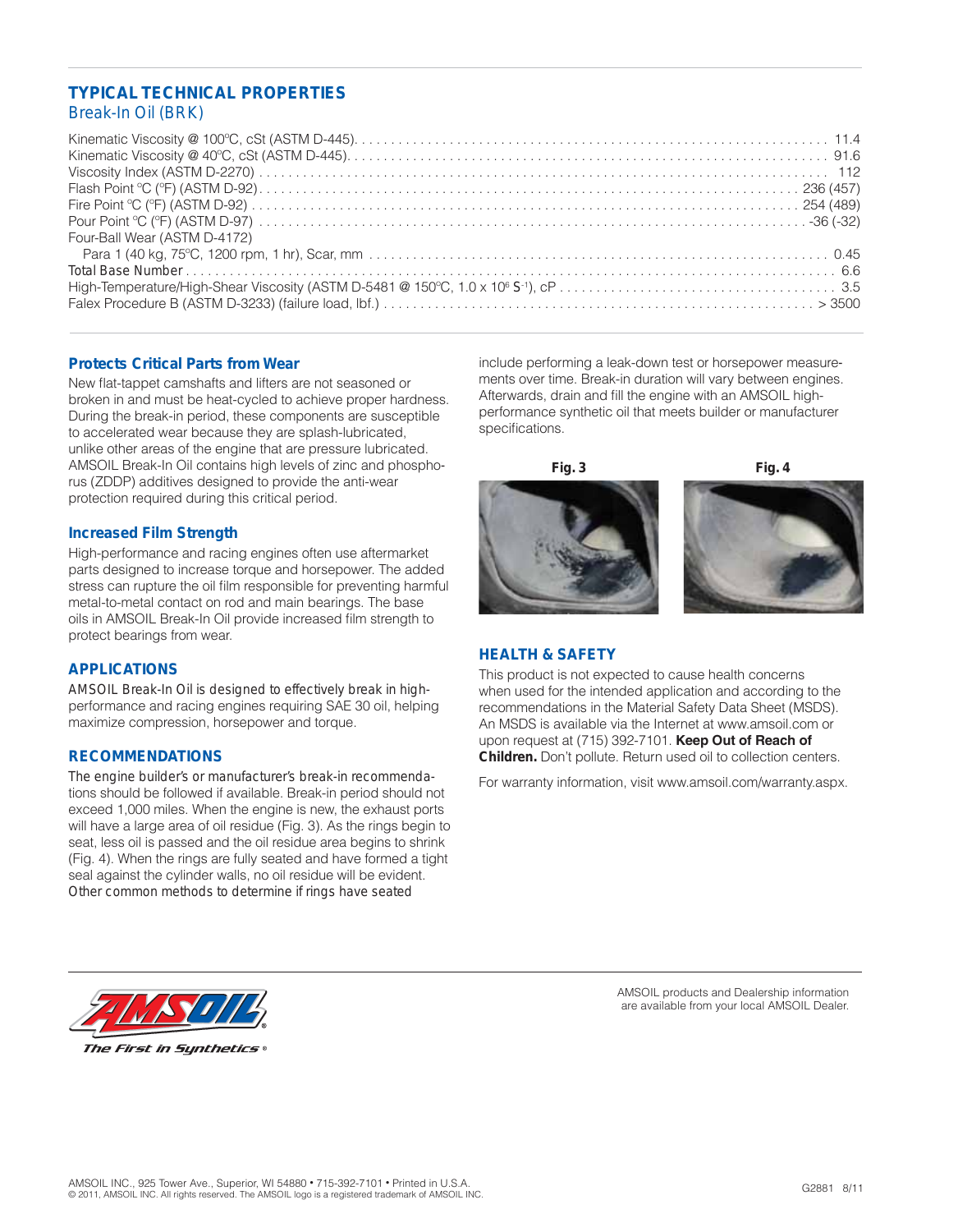## TYPICAL TECHNICAL PROPERTIES

### Break-In Oil (BRK)

| | |
|---|---|
| Kinematic Viscosity @ 100ºC, cSt (ASTM D-445) | 11.4 |
| Kinematic Viscosity @ 40ºC, cSt (ASTM D-445) | 91.6 |
| Viscosity Index (ASTM D-2270) | 112 |
| Flash Point ºC (ºF) (ASTM D-92) | 236 (457) |
| Fire Point ºC (ºF) (ASTM D-92) | 254 (489) |
| Pour Point ºC (ºF) (ASTM D-97) | -36 (-32) |
| Four-Ball Wear (ASTM D-4172) | |
| Para 1 (40 kg, 75ºC, 1200 rpm, 1 hr), Scar, mm | 0.45 |
| Total Base Number | 6.6 |
| High-Temperature/High-Shear Viscosity (ASTM D-5481 @ 150ºC, 1.0 x $10^6$ $S^{-1}$), cP | 3.5 |
| Falex Procedure B (ASTM D-3233) (failure load, lbf.) | > 3500 |

### Protects Critical Parts from Wear

New flat-tappet camshafts and lifters are not seasoned or broken in and must be heat-cycled to achieve proper hardness. During the break-in period, these components are susceptible to accelerated wear because they are splash-lubricated, unlike other areas of the engine that are pressure lubricated. AMSOIL Break-In Oil contains high levels of zinc and phosphorus (ZDDP) additives designed to provide the anti-wear protection required during this critical period.

### Increased Film Strength

High-performance and racing engines often use aftermarket parts designed to increase torque and horsepower. The added stress can rupture the oil film responsible for preventing harmful metal-to-metal contact on rod and main bearings. The base oils in AMSOIL Break-In Oil provide increased film strength to protect bearings from wear.

### APPLICATIONS

AMSOIL Break-In Oil is designed to effectively break in high-performance and racing engines requiring SAE 30 oil, helping maximize compression, horsepower and torque.

### RECOMMENDATIONS

The engine builder's or manufacturer's break-in recommendations should be followed if available. Break-in period should not exceed 1,000 miles. When the engine is new, the exhaust ports will have a large area of oil residue (Fig. 3). As the rings begin to seat, less oil is passed and the oil residue area begins to shrink (Fig. 4). When the rings are fully seated and have formed a tight seal against the cylinder walls, no oil residue will be evident. Other common methods to determine if rings have seated include performing a leak-down test or horsepower measurements over time. Break-in duration will vary between engines. Afterwards, drain and fill the engine with an AMSOIL high-performance synthetic oil that meets builder or manufacturer specifications.

Fig. 3

Fig. 4

### HEALTH & SAFETY

This product is not expected to cause health concerns when used for the intended application and according to the recommendations in the Material Safety Data Sheet (MSDS). An MSDS is available via the Internet at www.amsoil.com or upon request at (715) 392-7101. **Keep Out of Reach of Children.** Don't pollute. Return used oil to collection centers.

For warranty information, visit www.amsoil.com/warranty.aspx.

AMSOIL — The First in Synthetics®

AMSOIL products and Dealership information are available from your local AMSOIL Dealer.

AMSOIL INC., 925 Tower Ave., Superior, WI 54880 • 715-392-7101 • Printed in U.S.A.
© 2011, AMSOIL INC. All rights reserved. The AMSOIL logo is a registered trademark of AMSOIL INC.

G2881 8/11